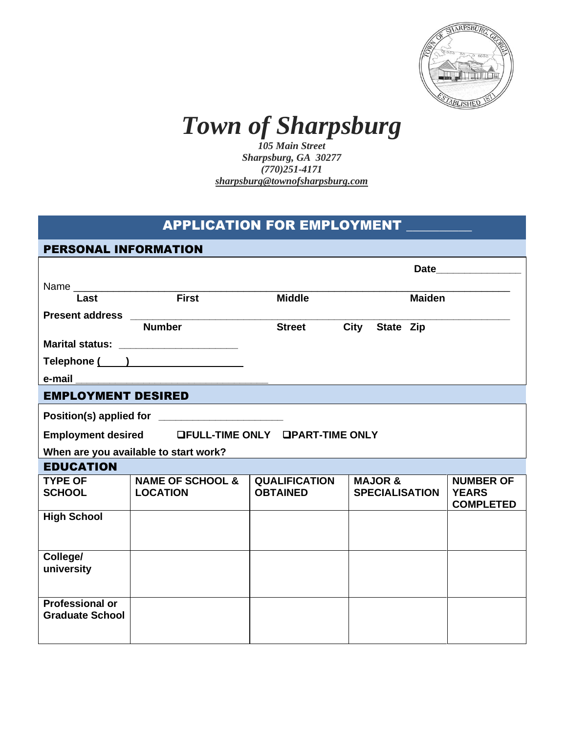# *Town of Sharpsburg*

*105 Main Street*
*Sharpsburg, GA 30277*
*(770)251-4171*
*sharpsburg@townofsharpsburg.com*

## APPLICATION FOR EMPLOYMENT _________

### PERSONAL INFORMATION

**Date**_______________

Name ______________________________________________________________
**Last** **First** **Middle** **Maiden**

**Present address** ______________________________________________________
**Number** **Street** **City** **State** **Zip**

**Marital status:** _____________________

**Telephone (____)** ____________________

**e-mail** ____________________________________

### EMPLOYMENT DESIRED

**Position(s) applied for** ______________________

**Employment desired** ❑**FULL-TIME ONLY** ❑**PART-TIME ONLY**

**When are you available to start work?**

### EDUCATION

| TYPE OF SCHOOL | NAME OF SCHOOL & LOCATION | QUALIFICATION OBTAINED | MAJOR & SPECIALISATION | NUMBER OF YEARS COMPLETED |
|---|---|---|---|---|
| High School | | | | |
| College/ university | | | | |
| Professional or Graduate School | | | | |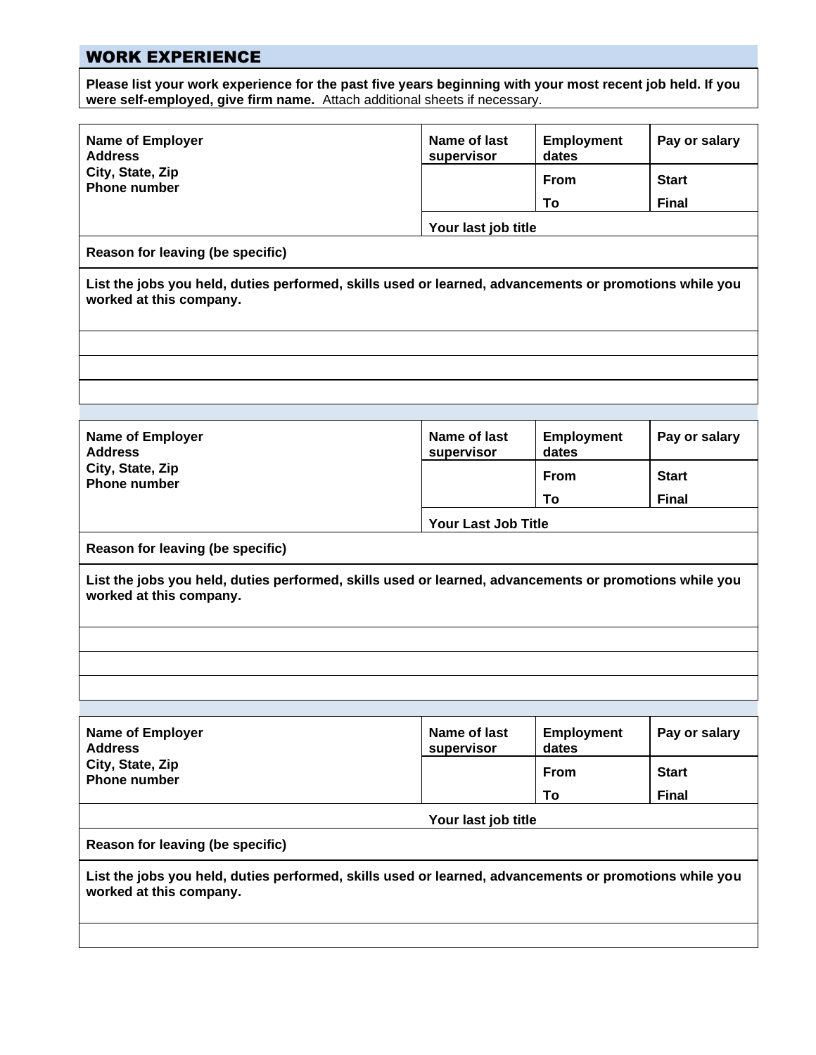## WORK EXPERIENCE

**Please list your work experience for the past five years beginning with your most recent job held. If you were self-employed, give firm name.** Attach additional sheets if necessary.

| **Name of Employer**<br>**Address**<br>**City, State, Zip**<br>**Phone number** | **Name of last supervisor** | **Employment dates** | **Pay or salary** |
|---|---|---|---|
| | | **From** | **Start** |
| | | **To** | **Final** |
| | **Your last job title** | | |
| **Reason for leaving (be specific)** | | | |
| **List the jobs you held, duties performed, skills used or learned, advancements or promotions while you worked at this company.** | | | |
| | | | |
| | | | |
| | | | |

| **Name of Employer**<br>**Address**<br>**City, State, Zip**<br>**Phone number** | **Name of last supervisor** | **Employment dates** | **Pay or salary** |
|---|---|---|---|
| | | **From** | **Start** |
| | | **To** | **Final** |
| | **Your Last Job Title** | | |
| **Reason for leaving (be specific)** | | | |
| **List the jobs you held, duties performed, skills used or learned, advancements or promotions while you worked at this company.** | | | |
| | | | |
| | | | |
| | | | |

| **Name of Employer**<br>**Address**<br>**City, State, Zip**<br>**Phone number** | **Name of last supervisor** | **Employment dates** | **Pay or salary** |
|---|---|---|---|
| | | **From** | **Start** |
| | | **To** | **Final** |
| | **Your last job title** | | |
| **Reason for leaving (be specific)** | | | |
| **List the jobs you held, duties performed, skills used or learned, advancements or promotions while you worked at this company.** | | | |
| | | | |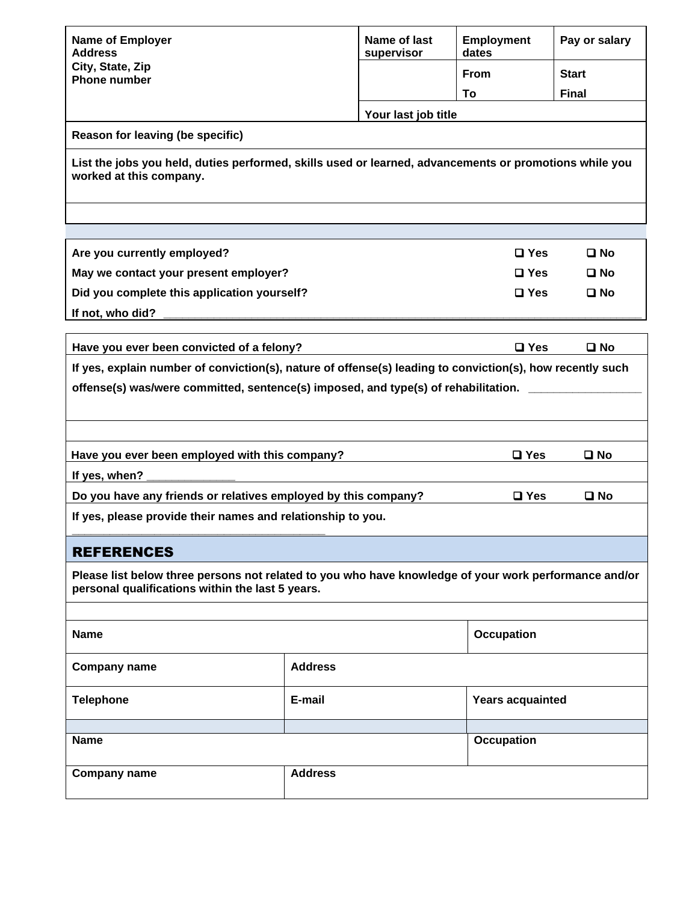| Name of Employer<br>Address<br>City, State, Zip<br>Phone number | Name of last supervisor | Employment dates | Pay or salary |
|---|---|---|---|
| | | From | Start |
| | | To | Final |
| | Your last job title | | |
| Reason for leaving (be specific) | | | |
| List the jobs you held, duties performed, skills used or learned, advancements or promotions while you worked at this company. | | | |
| | | | |

| | | |
|---|---|---|
| Are you currently employed? | ❑ Yes | ❑ No |
| May we contact your present employer? | ❑ Yes | ❑ No |
| Did you complete this application yourself? | ❑ Yes | ❑ No |
| If not, who did? ___________________________________________ | | |

| | | |
|---|---|---|
| Have you ever been convicted of a felony? | ❑ Yes | ❑ No |
| If yes, explain number of conviction(s), nature of offense(s) leading to conviction(s), how recently such offense(s) was/were committed, sentence(s) imposed, and type(s) of rehabilitation. _________________ | | |
| | | |
| Have you ever been employed with this company? | ❑ Yes | ❑ No |
| If yes, when? ______________ | | |
| Do you have any friends or relatives employed by this company? | ❑ Yes | ❑ No |
| If yes, please provide their names and relationship to you. _______________________________________ | | |

## REFERENCES

Please list below three persons not related to you who have knowledge of your work performance and/or personal qualifications within the last 5 years.

| | | |
|---|---|---|
| Name | | Occupation |
| Company name | Address | |
| Telephone | E-mail | Years acquainted |
| | | |
| Name | | Occupation |
| Company name | Address | |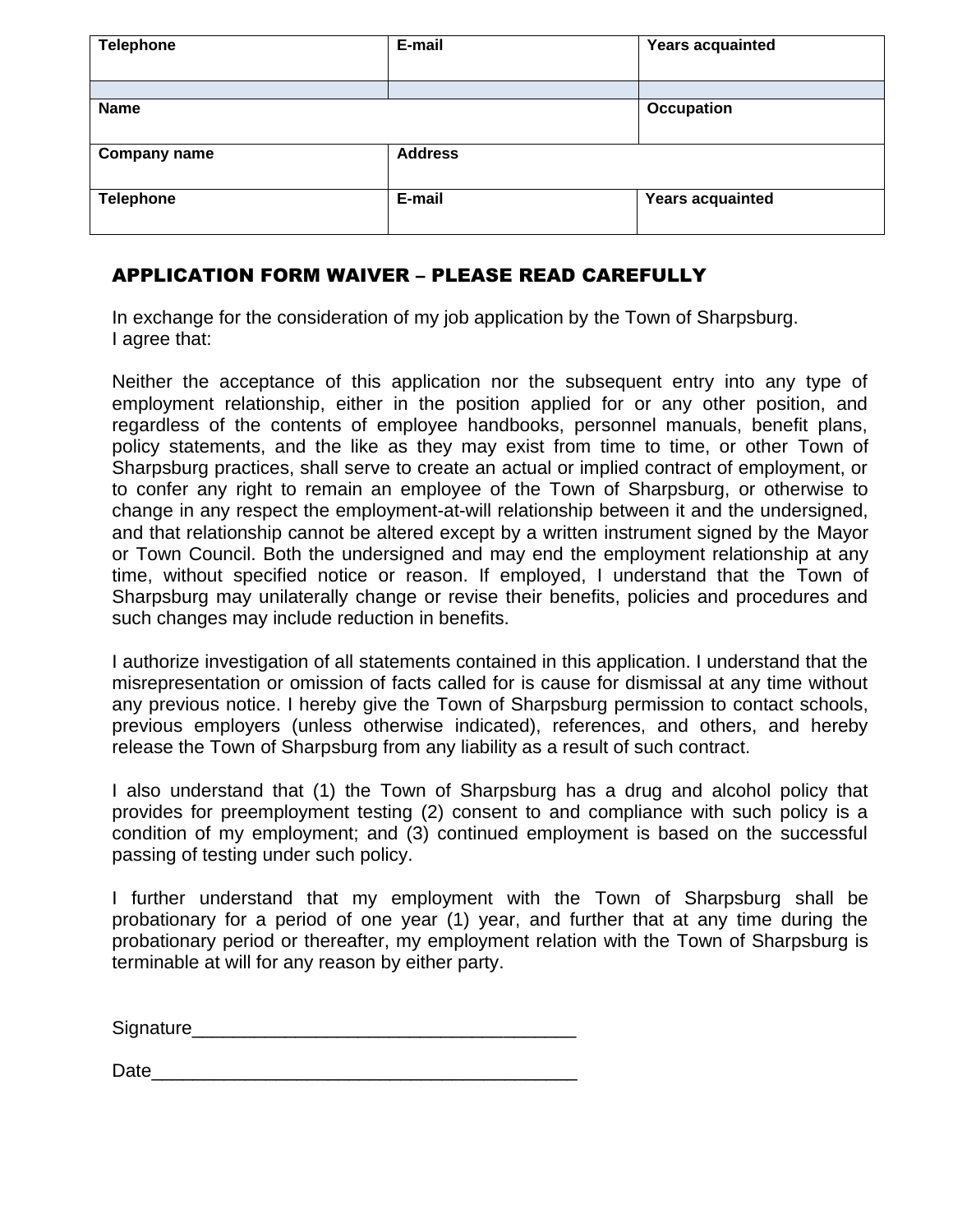| Telephone | E-mail | Years acquainted |
|---|---|---|
| | | |
| Name | | Occupation |
| Company name | Address | |
| Telephone | E-mail | Years acquainted |

## APPLICATION FORM WAIVER – PLEASE READ CAREFULLY

In exchange for the consideration of my job application by the Town of Sharpsburg.
I agree that:

Neither the acceptance of this application nor the subsequent entry into any type of employment relationship, either in the position applied for or any other position, and regardless of the contents of employee handbooks, personnel manuals, benefit plans, policy statements, and the like as they may exist from time to time, or other Town of Sharpsburg practices, shall serve to create an actual or implied contract of employment, or to confer any right to remain an employee of the Town of Sharpsburg, or otherwise to change in any respect the employment-at-will relationship between it and the undersigned, and that relationship cannot be altered except by a written instrument signed by the Mayor or Town Council. Both the undersigned and may end the employment relationship at any time, without specified notice or reason. If employed, I understand that the Town of Sharpsburg may unilaterally change or revise their benefits, policies and procedures and such changes may include reduction in benefits.

I authorize investigation of all statements contained in this application. I understand that the misrepresentation or omission of facts called for is cause for dismissal at any time without any previous notice. I hereby give the Town of Sharpsburg permission to contact schools, previous employers (unless otherwise indicated), references, and others, and hereby release the Town of Sharpsburg from any liability as a result of such contract.

I also understand that (1) the Town of Sharpsburg has a drug and alcohol policy that provides for preemployment testing (2) consent to and compliance with such policy is a condition of my employment; and (3) continued employment is based on the successful passing of testing under such policy.

I further understand that my employment with the Town of Sharpsburg shall be probationary for a period of one year (1) year, and further that at any time during the probationary period or thereafter, my employment relation with the Town of Sharpsburg is terminable at will for any reason by either party.

Signature_____________________________________

Date_________________________________________